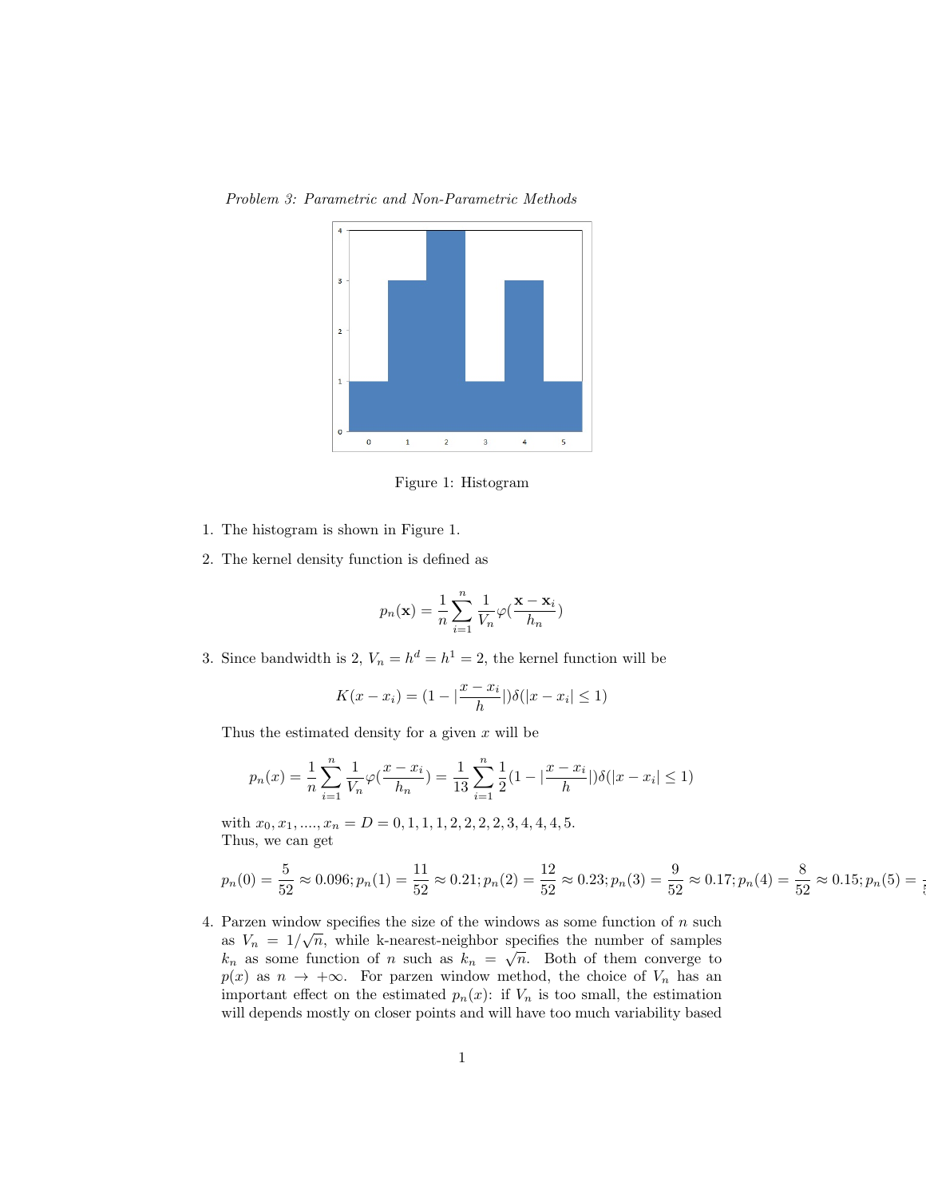*Problem 3: Parametric and Non-Parametric Methods*

Figure 1: Histogram

1. The histogram is shown in Figure 1.

2. The kernel density function is defined as

$$p_n(\mathbf{x}) = \frac{1}{n}\sum_{i=1}^{n}\frac{1}{V_n}\varphi(\frac{\mathbf{x}-\mathbf{x}_i}{h_n})$$

3. Since bandwidth is 2, $V_n = h^d = h^1 = 2$, the kernel function will be

$$K(x - x_i) = (1 - |\frac{x - x_i}{h}|)\delta(|x - x_i| \leq 1)$$

   Thus the estimated density for a given $x$ will be

$$p_n(x) = \frac{1}{n}\sum_{i=1}^{n}\frac{1}{V_n}\varphi(\frac{x - x_i}{h_n}) = \frac{1}{13}\sum_{i=1}^{n}\frac{1}{2}(1 - |\frac{x - x_i}{h}|)\delta(|x - x_i| \leq 1)$$

   with $x_0, x_1, ...., x_n = D = 0, 1, 1, 1, 2, 2, 2, 2, 3, 4, 4, 4, 5$.
   Thus, we can get

$$p_n(0) = \frac{5}{52} \approx 0.096; p_n(1) = \frac{11}{52} \approx 0.21; p_n(2) = \frac{12}{52} \approx 0.23; p_n(3) = \frac{9}{52} \approx 0.17; p_n(4) = \frac{8}{52} \approx 0.15; p_n(5) =$$

4. Parzen window specifies the size of the windows as some function of $n$ such as $V_n = 1/\sqrt{n}$, while k-nearest-neighbor specifies the number of samples $k_n$ as some function of $n$ such as $k_n = \sqrt{n}$. Both of them converge to $p(x)$ as $n \to +\infty$. For parzen window method, the choice of $V_n$ has an important effect on the estimated $p_n(x)$: if $V_n$ is too small, the estimation will depends mostly on closer points and will have too much variability based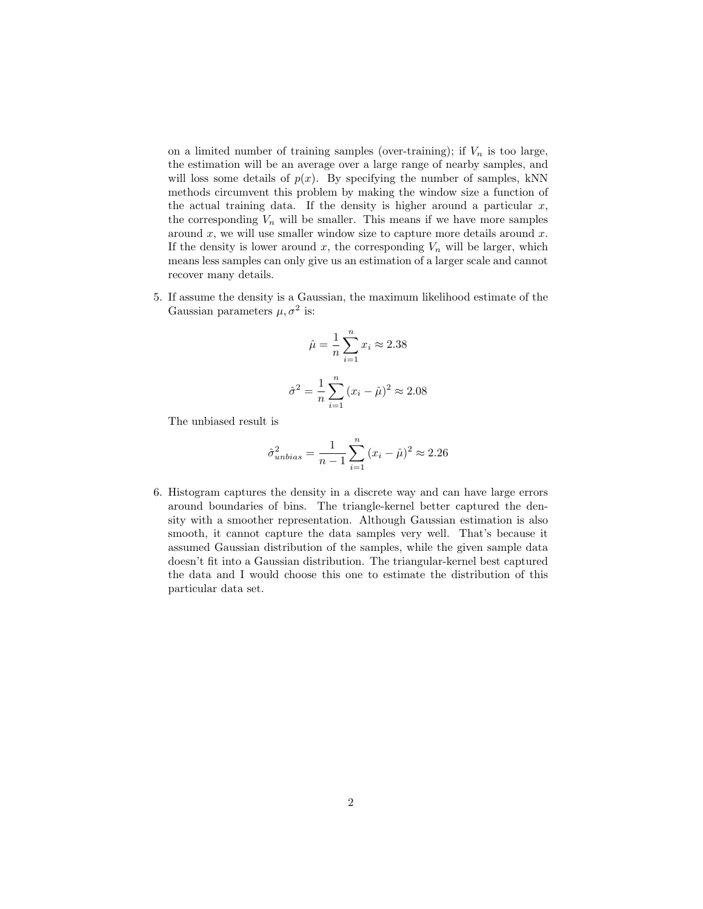on a limited number of training samples (over-training); if $V_n$ is too large, the estimation will be an average over a large range of nearby samples, and will loss some details of $p(x)$. By specifying the number of samples, kNN methods circumvent this problem by making the window size a function of the actual training data. If the density is higher around a particular $x$, the corresponding $V_n$ will be smaller. This means if we have more samples around $x$, we will use smaller window size to capture more details around $x$. If the density is lower around $x$, the corresponding $V_n$ will be larger, which means less samples can only give us an estimation of a larger scale and cannot recover many details.

5. If assume the density is a Gaussian, the maximum likelihood estimate of the Gaussian parameters $\mu, \sigma^2$ is:

$$\hat{\mu} = \frac{1}{n}\sum_{i=1}^{n} x_i \approx 2.38$$

$$\hat{\sigma}^2 = \frac{1}{n}\sum_{i=1}^{n} (x_i - \hat{\mu})^2 \approx 2.08$$

The unbiased result is

$$\hat{\sigma}^2_{unbias} = \frac{1}{n-1}\sum_{i=1}^{n} (x_i - \hat{\mu})^2 \approx 2.26$$

6. Histogram captures the density in a discrete way and can have large errors around boundaries of bins. The triangle-kernel better captured the density with a smoother representation. Although Gaussian estimation is also smooth, it cannot capture the data samples very well. That's because it assumed Gaussian distribution of the samples, while the given sample data doesn't fit into a Gaussian distribution. The triangular-kernel best captured the data and I would choose this one to estimate the distribution of this particular data set.